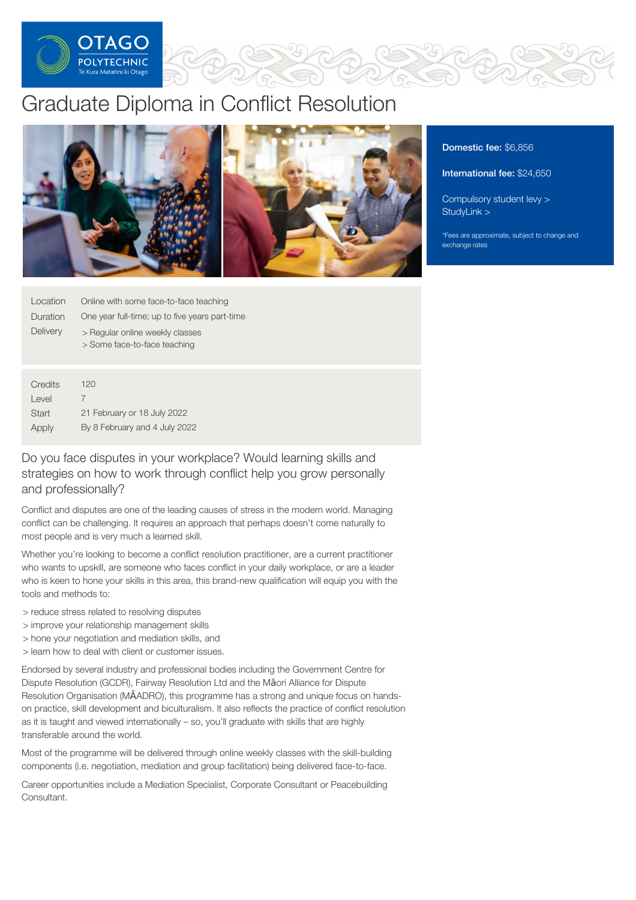OTAGO POLYTECHNIC
Te Kura Matatini ki Otago

# Graduate Diploma in Conflict Resolution

**Domestic fee:** $6,856

**International fee:** $24,650

Compulsory student levy >
StudyLink >

*Fees are approximate, subject to change and exchange rates

| | |
|---|---|
| Location | Online with some face-to-face teaching |
| Duration | One year full-time; up to five years part-time |
| Delivery | > Regular online weekly classes<br>> Some face-to-face teaching |

| | |
|---|---|
| Credits | 120 |
| Level | 7 |
| Start | 21 February or 18 July 2022 |
| Apply | By 8 February and 4 July 2022 |

## Do you face disputes in your workplace? Would learning skills and strategies on how to work through conflict help you grow personally and professionally?

Conflict and disputes are one of the leading causes of stress in the modern world. Managing conflict can be challenging. It requires an approach that perhaps doesn't come naturally to most people and is very much a learned skill.

Whether you're looking to become a conflict resolution practitioner, are a current practitioner who wants to upskill, are someone who faces conflict in your daily workplace, or are a leader who is keen to hone your skills in this area, this brand-new qualification will equip you with the tools and methods to:

> reduce stress related to resolving disputes
> improve your relationship management skills
> hone your negotiation and mediation skills, and
> learn how to deal with client or customer issues.

Endorsed by several industry and professional bodies including the Government Centre for Dispute Resolution (GCDR), Fairway Resolution Ltd and the Māori Alliance for Dispute Resolution Organisation (MĀADRO), this programme has a strong and unique focus on hands-on practice, skill development and biculturalism. It also reflects the practice of conflict resolution as it is taught and viewed internationally – so, you'll graduate with skills that are highly transferable around the world.

Most of the programme will be delivered through online weekly classes with the skill-building components (i.e. negotiation, mediation and group facilitation) being delivered face-to-face.

Career opportunities include a Mediation Specialist, Corporate Consultant or Peacebuilding Consultant.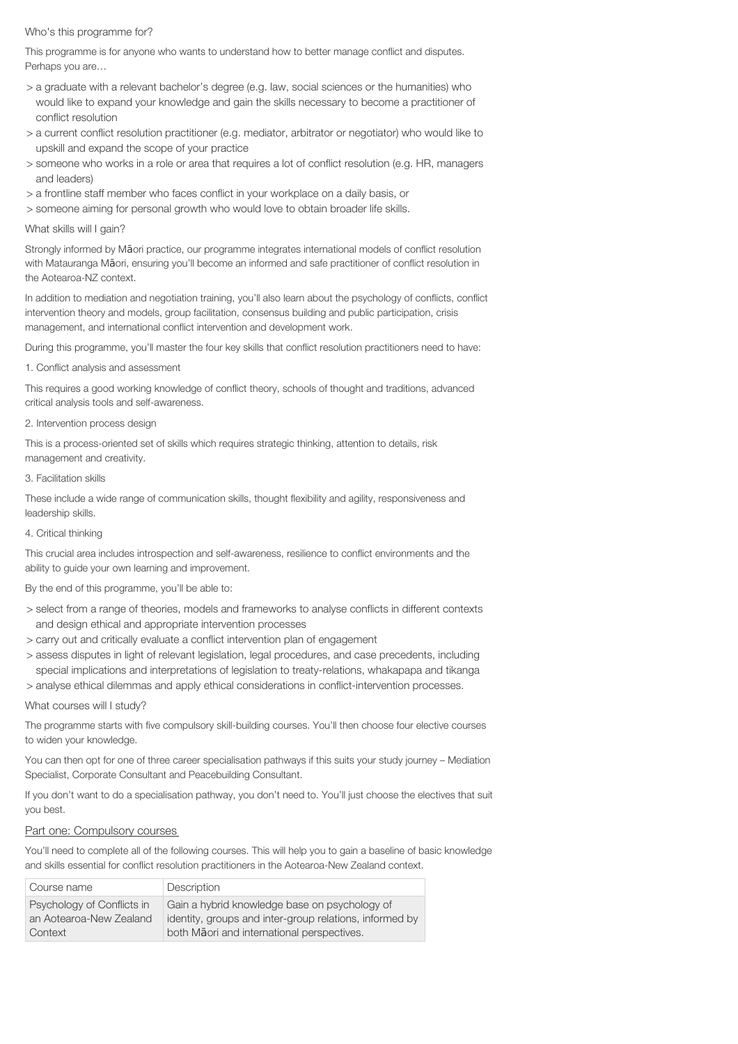Who's this programme for?

This programme is for anyone who wants to understand how to better manage conflict and disputes. Perhaps you are…

> a graduate with a relevant bachelor's degree (e.g. law, social sciences or the humanities) who would like to expand your knowledge and gain the skills necessary to become a practitioner of conflict resolution
> a current conflict resolution practitioner (e.g. mediator, arbitrator or negotiator) who would like to upskill and expand the scope of your practice
> someone who works in a role or area that requires a lot of conflict resolution (e.g. HR, managers and leaders)
> a frontline staff member who faces conflict in your workplace on a daily basis, or
> someone aiming for personal growth who would love to obtain broader life skills.

What skills will I gain?

Strongly informed by Māori practice, our programme integrates international models of conflict resolution with Matauranga Māori, ensuring you'll become an informed and safe practitioner of conflict resolution in the Aotearoa-NZ context.

In addition to mediation and negotiation training, you'll also learn about the psychology of conflicts, conflict intervention theory and models, group facilitation, consensus building and public participation, crisis management, and international conflict intervention and development work.

During this programme, you'll master the four key skills that conflict resolution practitioners need to have:

1. Conflict analysis and assessment

This requires a good working knowledge of conflict theory, schools of thought and traditions, advanced critical analysis tools and self-awareness.

2. Intervention process design

This is a process-oriented set of skills which requires strategic thinking, attention to details, risk management and creativity.

3. Facilitation skills

These include a wide range of communication skills, thought flexibility and agility, responsiveness and leadership skills.

4. Critical thinking

This crucial area includes introspection and self-awareness, resilience to conflict environments and the ability to guide your own learning and improvement.

By the end of this programme, you'll be able to:

> select from a range of theories, models and frameworks to analyse conflicts in different contexts and design ethical and appropriate intervention processes
> carry out and critically evaluate a conflict intervention plan of engagement
> assess disputes in light of relevant legislation, legal procedures, and case precedents, including special implications and interpretations of legislation to treaty-relations, whakapapa and tikanga
> analyse ethical dilemmas and apply ethical considerations in conflict-intervention processes.

What courses will I study?

The programme starts with five compulsory skill-building courses. You'll then choose four elective courses to widen your knowledge.

You can then opt for one of three career specialisation pathways if this suits your study journey – Mediation Specialist, Corporate Consultant and Peacebuilding Consultant.

If you don't want to do a specialisation pathway, you don't need to. You'll just choose the electives that suit you best.

Part one: Compulsory courses

You'll need to complete all of the following courses. This will help you to gain a baseline of basic knowledge and skills essential for conflict resolution practitioners in the Aotearoa-New Zealand context.

| Course name | Description |
|---|---|
| Psychology of Conflicts in an Aotearoa-New Zealand Context | Gain a hybrid knowledge base on psychology of identity, groups and inter-group relations, informed by both Māori and international perspectives. |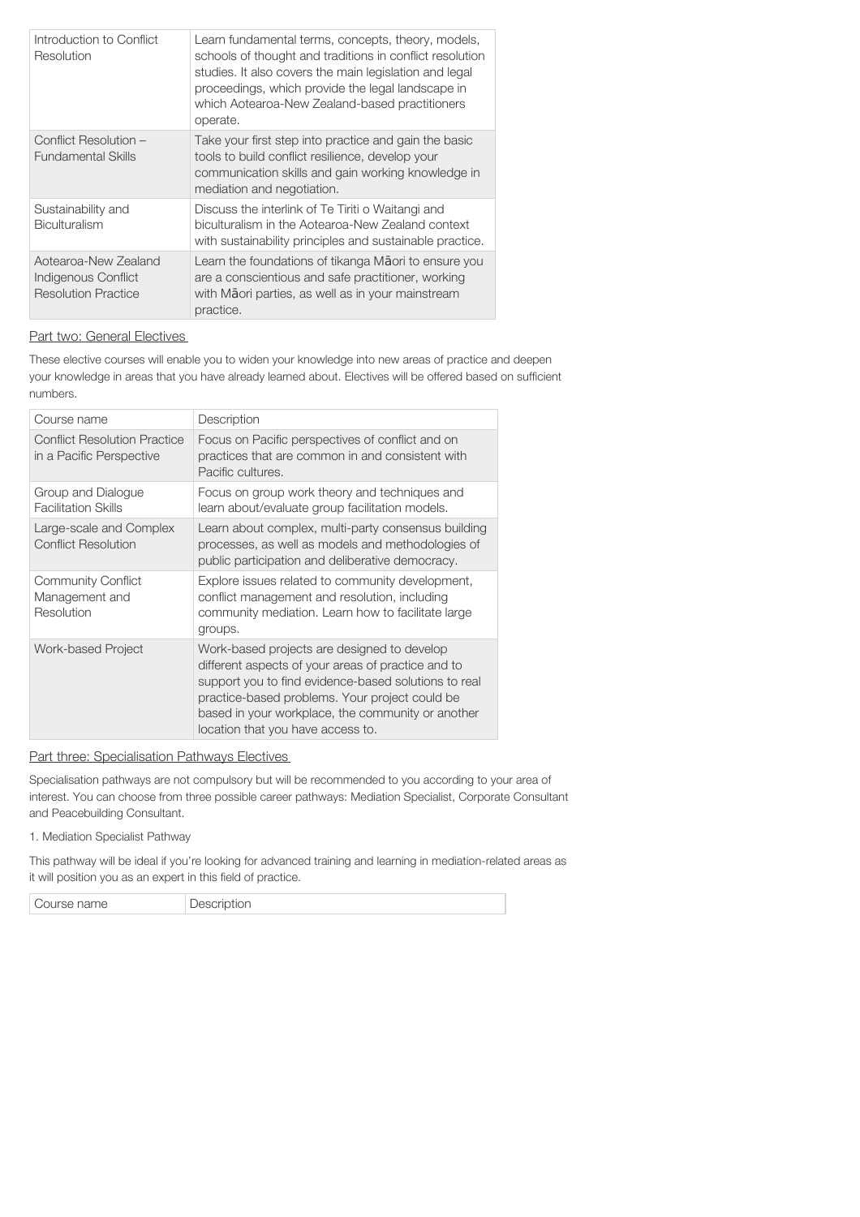| Introduction to Conflict Resolution | Learn fundamental terms, concepts, theory, models, schools of thought and traditions in conflict resolution studies. It also covers the main legislation and legal proceedings, which provide the legal landscape in which Aotearoa-New Zealand-based practitioners operate. |
|---|---|
| Conflict Resolution – Fundamental Skills | Take your first step into practice and gain the basic tools to build conflict resilience, develop your communication skills and gain working knowledge in mediation and negotiation. |
| Sustainability and Biculturalism | Discuss the interlink of Te Tiriti o Waitangi and biculturalism in the Aotearoa-New Zealand context with sustainability principles and sustainable practice. |
| Aotearoa-New Zealand Indigenous Conflict Resolution Practice | Learn the foundations of tikanga Māori to ensure you are a conscientious and safe practitioner, working with Māori parties, as well as in your mainstream practice. |

## Part two: General Electives

These elective courses will enable you to widen your knowledge into new areas of practice and deepen your knowledge in areas that you have already learned about. Electives will be offered based on sufficient numbers.

| Course name | Description |
|---|---|
| Conflict Resolution Practice in a Pacific Perspective | Focus on Pacific perspectives of conflict and on practices that are common in and consistent with Pacific cultures. |
| Group and Dialogue Facilitation Skills | Focus on group work theory and techniques and learn about/evaluate group facilitation models. |
| Large-scale and Complex Conflict Resolution | Learn about complex, multi-party consensus building processes, as well as models and methodologies of public participation and deliberative democracy. |
| Community Conflict Management and Resolution | Explore issues related to community development, conflict management and resolution, including community mediation. Learn how to facilitate large groups. |
| Work-based Project | Work-based projects are designed to develop different aspects of your areas of practice and to support you to find evidence-based solutions to real practice-based problems. Your project could be based in your workplace, the community or another location that you have access to. |

## Part three: Specialisation Pathways Electives

Specialisation pathways are not compulsory but will be recommended to you according to your area of interest. You can choose from three possible career pathways: Mediation Specialist, Corporate Consultant and Peacebuilding Consultant.

1. Mediation Specialist Pathway

This pathway will be ideal if you're looking for advanced training and learning in mediation-related areas as it will position you as an expert in this field of practice.

| Course name | Description |
|---|---|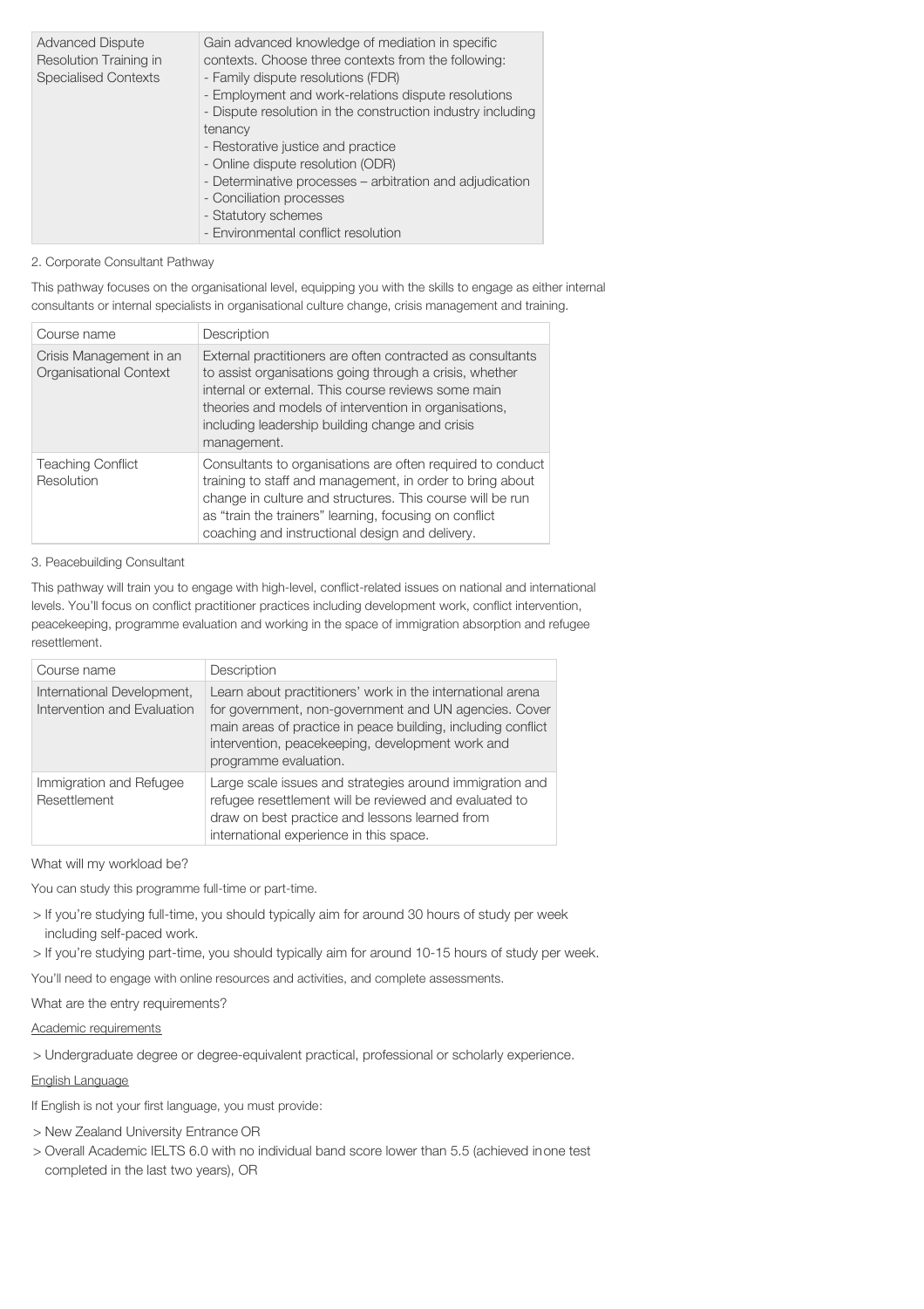| Advanced Dispute Resolution Training in Specialised Contexts | Gain advanced knowledge of mediation in specific contexts. Choose three contexts from the following:<br>- Family dispute resolutions (FDR)<br>- Employment and work-relations dispute resolutions<br>- Dispute resolution in the construction industry including tenancy<br>- Restorative justice and practice<br>- Online dispute resolution (ODR)<br>- Determinative processes – arbitration and adjudication<br>- Conciliation processes<br>- Statutory schemes<br>- Environmental conflict resolution |
|---|---|

2. Corporate Consultant Pathway

This pathway focuses on the organisational level, equipping you with the skills to engage as either internal consultants or internal specialists in organisational culture change, crisis management and training.

| Course name | Description |
|---|---|
| Crisis Management in an Organisational Context | External practitioners are often contracted as consultants to assist organisations going through a crisis, whether internal or external. This course reviews some main theories and models of intervention in organisations, including leadership building change and crisis management. |
| Teaching Conflict Resolution | Consultants to organisations are often required to conduct training to staff and management, in order to bring about change in culture and structures. This course will be run as "train the trainers" learning, focusing on conflict coaching and instructional design and delivery. |

3. Peacebuilding Consultant

This pathway will train you to engage with high-level, conflict-related issues on national and international levels. You'll focus on conflict practitioner practices including development work, conflict intervention, peacekeeping, programme evaluation and working in the space of immigration absorption and refugee resettlement.

| Course name | Description |
|---|---|
| International Development, Intervention and Evaluation | Learn about practitioners' work in the international arena for government, non-government and UN agencies. Cover main areas of practice in peace building, including conflict intervention, peacekeeping, development work and programme evaluation. |
| Immigration and Refugee Resettlement | Large scale issues and strategies around immigration and refugee resettlement will be reviewed and evaluated to draw on best practice and lessons learned from international experience in this space. |

What will my workload be?

You can study this programme full-time or part-time.

> If you're studying full-time, you should typically aim for around 30 hours of study per week including self-paced work.

> If you're studying part-time, you should typically aim for around 10-15 hours of study per week.

You'll need to engage with online resources and activities, and complete assessments.

What are the entry requirements?

Academic requirements

> Undergraduate degree or degree-equivalent practical, professional or scholarly experience.

English Language

If English is not your first language, you must provide:

> New Zealand University Entrance OR

> Overall Academic IELTS 6.0 with no individual band score lower than 5.5 (achieved inone test completed in the last two years), OR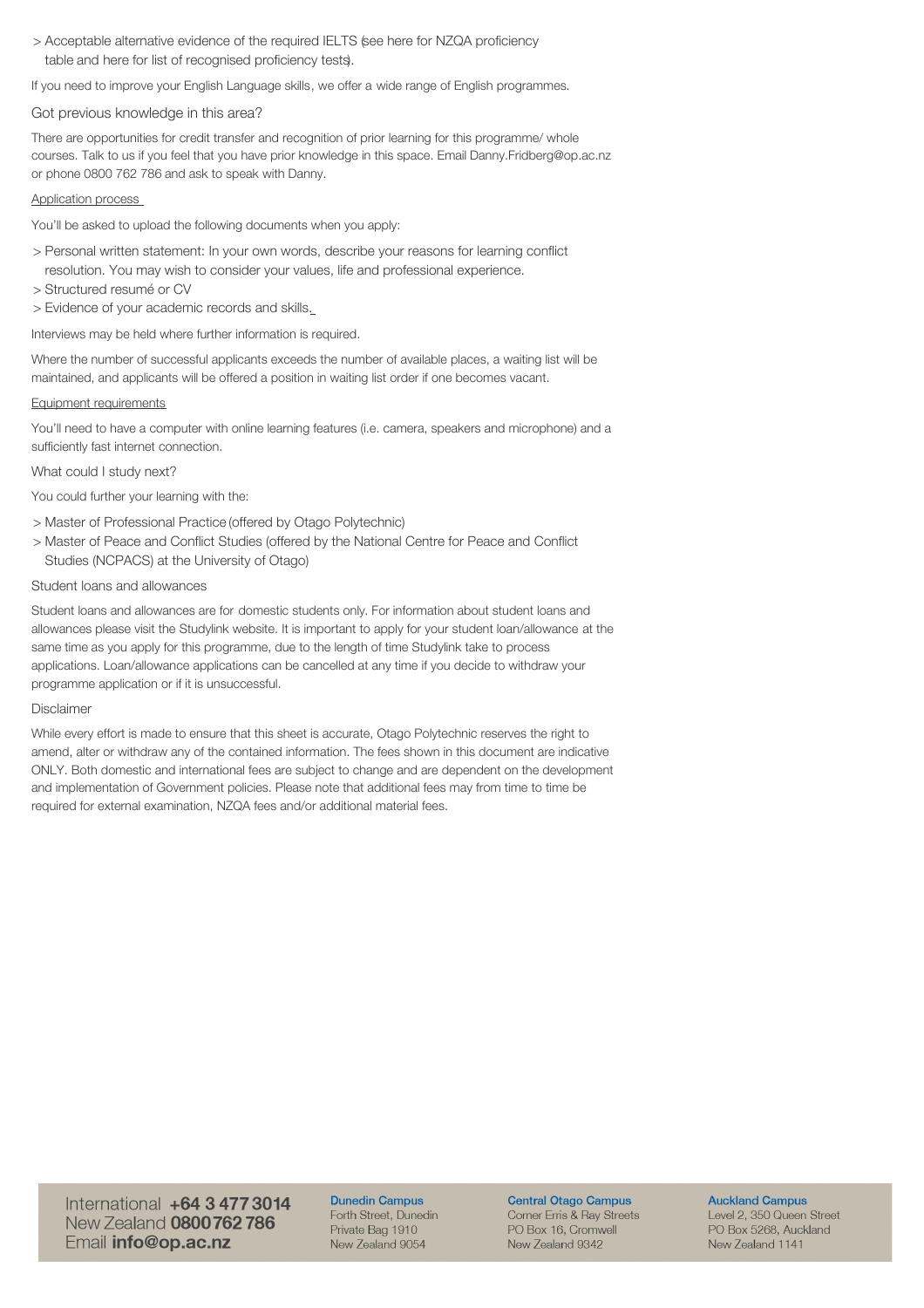- Acceptable alternative evidence of the required IELTS (see here for NZQA proficiency table and here for list of recognised proficiency tests).

If you need to improve your English Language skills, we offer a wide range of English programmes.

## Got previous knowledge in this area?

There are opportunities for credit transfer and recognition of prior learning for this programme/ whole courses. Talk to us if you feel that you have prior knowledge in this space. Email Danny.Fridberg@op.ac.nz or phone 0800 762 786 and ask to speak with Danny.

### Application process

You'll be asked to upload the following documents when you apply:

- Personal written statement: In your own words, describe your reasons for learning conflict resolution. You may wish to consider your values, life and professional experience.
- Structured resumé or CV
- Evidence of your academic records and skills.

Interviews may be held where further information is required.

Where the number of successful applicants exceeds the number of available places, a waiting list will be maintained, and applicants will be offered a position in waiting list order if one becomes vacant.

### Equipment requirements

You'll need to have a computer with online learning features (i.e. camera, speakers and microphone) and a sufficiently fast internet connection.

## What could I study next?

You could further your learning with the:

- Master of Professional Practice (offered by Otago Polytechnic)
- Master of Peace and Conflict Studies (offered by the National Centre for Peace and Conflict Studies (NCPACS) at the University of Otago)

## Student loans and allowances

Student loans and allowances are for domestic students only. For information about student loans and allowances please visit the Studylink website. It is important to apply for your student loan/allowance at the same time as you apply for this programme, due to the length of time Studylink take to process applications. Loan/allowance applications can be cancelled at any time if you decide to withdraw your programme application or if it is unsuccessful.

## Disclaimer

While every effort is made to ensure that this sheet is accurate, Otago Polytechnic reserves the right to amend, alter or withdraw any of the contained information. The fees shown in this document are indicative ONLY. Both domestic and international fees are subject to change and are dependent on the development and implementation of Government policies. Please note that additional fees may from time to time be required for external examination, NZQA fees and/or additional material fees.

International **+64 3 477 3014**
New Zealand **0800 762 786**
Email **info@op.ac.nz**

**Dunedin Campus**
Forth Street, Dunedin
Private Bag 1910
New Zealand 9054

**Central Otago Campus**
Corner Erris & Ray Streets
PO Box 16, Cromwell
New Zealand 9342

**Auckland Campus**
Level 2, 350 Queen Street
PO Box 5268, Auckland
New Zealand 1141